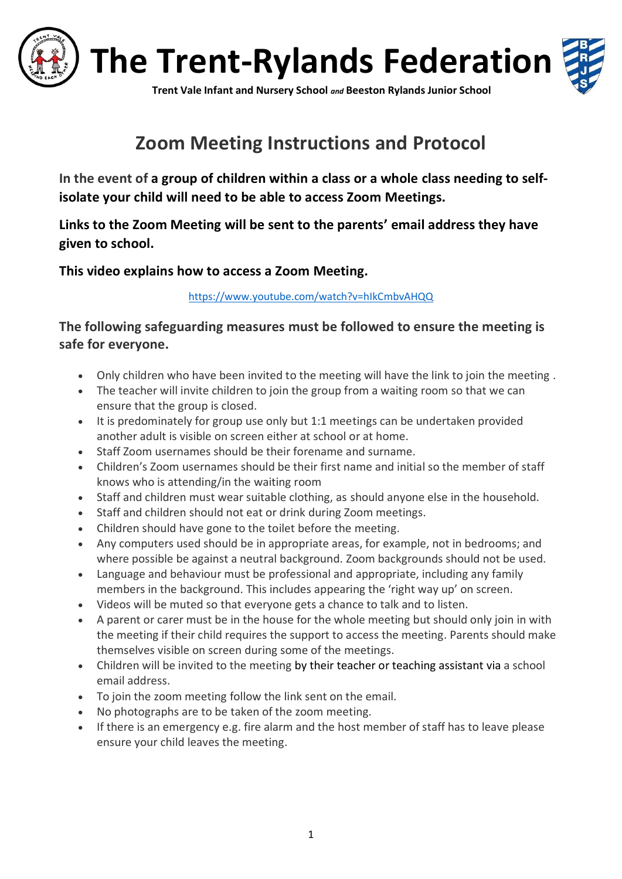# The Trent-Rylands Federation

**Trent Vale Infant and Nursery School *and* Beeston Rylands Junior School**

## Zoom Meeting Instructions and Protocol

**In the event of a group of children within a class or a whole class needing to self-isolate your child will need to be able to access Zoom Meetings.**

**Links to the Zoom Meeting will be sent to the parents' email address they have given to school.**

**This video explains how to access a Zoom Meeting.**

https://www.youtube.com/watch?v=hIkCmbvAHQQ

**The following safeguarding measures must be followed to ensure the meeting is safe for everyone.**

- Only children who have been invited to the meeting will have the link to join the meeting .
- The teacher will invite children to join the group from a waiting room so that we can ensure that the group is closed.
- It is predominately for group use only but 1:1 meetings can be undertaken provided another adult is visible on screen either at school or at home.
- Staff Zoom usernames should be their forename and surname.
- Children's Zoom usernames should be their first name and initial so the member of staff knows who is attending/in the waiting room
- Staff and children must wear suitable clothing, as should anyone else in the household.
- Staff and children should not eat or drink during Zoom meetings.
- Children should have gone to the toilet before the meeting.
- Any computers used should be in appropriate areas, for example, not in bedrooms; and where possible be against a neutral background. Zoom backgrounds should not be used.
- Language and behaviour must be professional and appropriate, including any family members in the background. This includes appearing the 'right way up' on screen.
- Videos will be muted so that everyone gets a chance to talk and to listen.
- A parent or carer must be in the house for the whole meeting but should only join in with the meeting if their child requires the support to access the meeting. Parents should make themselves visible on screen during some of the meetings.
- Children will be invited to the meeting by their teacher or teaching assistant via a school email address.
- To join the zoom meeting follow the link sent on the email.
- No photographs are to be taken of the zoom meeting.
- If there is an emergency e.g. fire alarm and the host member of staff has to leave please ensure your child leaves the meeting.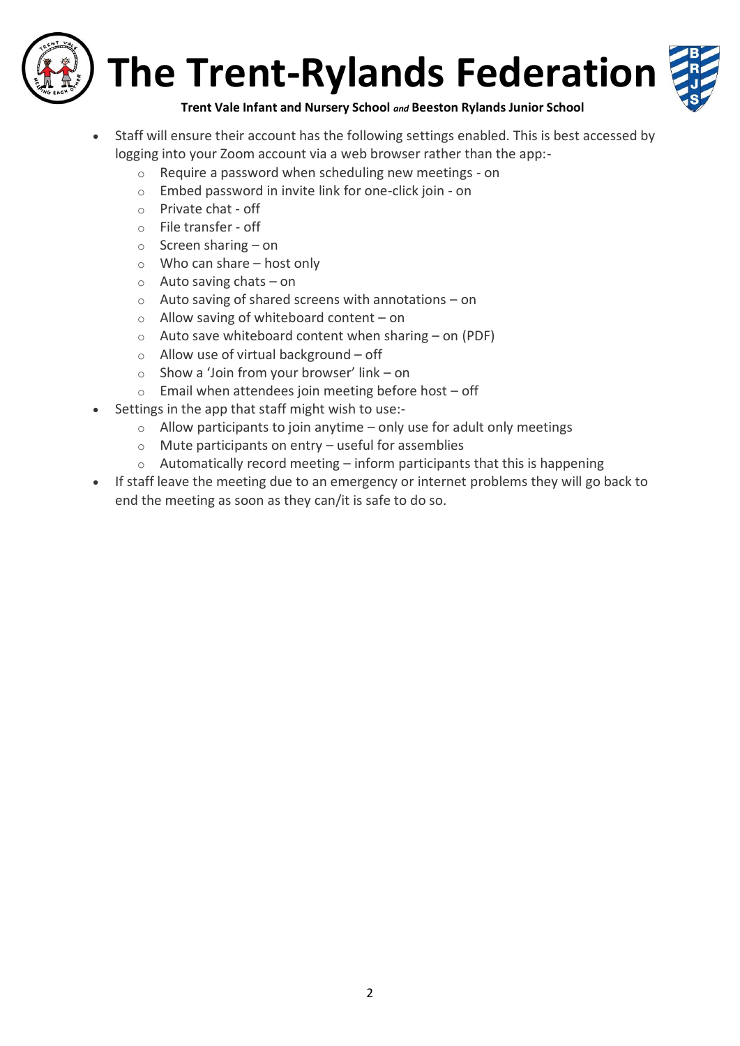- Staff will ensure their account has the following settings enabled. This is best accessed by logging into your Zoom account via a web browser rather than the app:-
    - Require a password when scheduling new meetings - on
    - Embed password in invite link for one-click join - on
    - Private chat - off
    - File transfer - off
    - Screen sharing – on
    - Who can share – host only
    - Auto saving chats – on
    - Auto saving of shared screens with annotations – on
    - Allow saving of whiteboard content – on
    - Auto save whiteboard content when sharing – on (PDF)
    - Allow use of virtual background – off
    - Show a 'Join from your browser' link – on
    - Email when attendees join meeting before host – off
- Settings in the app that staff might wish to use:-
    - Allow participants to join anytime – only use for adult only meetings
    - Mute participants on entry – useful for assemblies
    - Automatically record meeting – inform participants that this is happening
- If staff leave the meeting due to an emergency or internet problems they will go back to end the meeting as soon as they can/it is safe to do so.